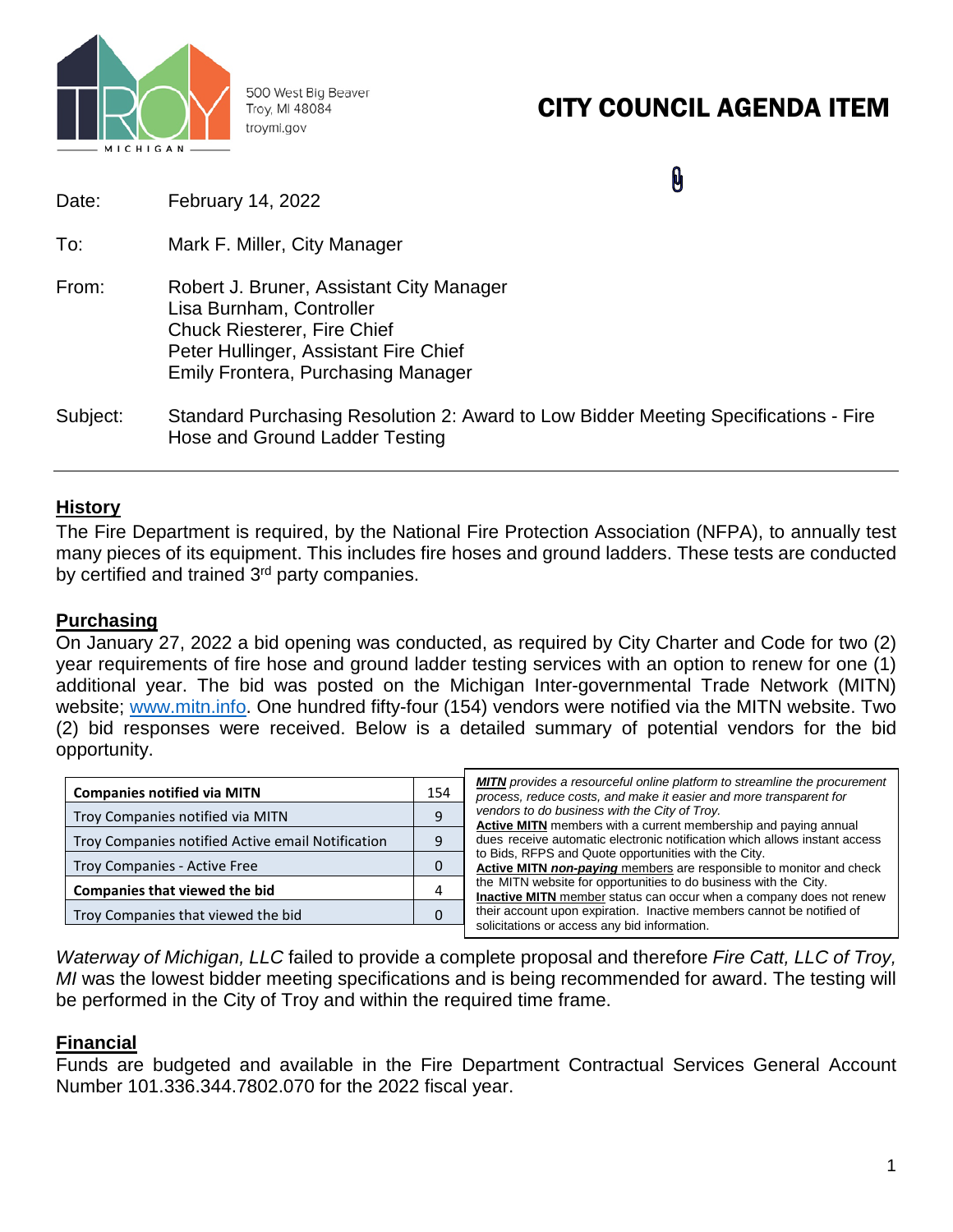500 West Big Beaver
Troy, MI 48084
troymi.gov

# CITY COUNCIL AGENDA ITEM

Date: February 14, 2022

To: Mark F. Miller, City Manager

From: Robert J. Bruner, Assistant City Manager
Lisa Burnham, Controller
Chuck Riesterer, Fire Chief
Peter Hullinger, Assistant Fire Chief
Emily Frontera, Purchasing Manager

Subject: Standard Purchasing Resolution 2: Award to Low Bidder Meeting Specifications - Fire Hose and Ground Ladder Testing

---

## History

The Fire Department is required, by the National Fire Protection Association (NFPA), to annually test many pieces of its equipment. This includes fire hoses and ground ladders. These tests are conducted by certified and trained 3rd party companies.

## Purchasing

On January 27, 2022 a bid opening was conducted, as required by City Charter and Code for two (2) year requirements of fire hose and ground ladder testing services with an option to renew for one (1) additional year. The bid was posted on the Michigan Inter-governmental Trade Network (MITN) website; www.mitn.info. One hundred fifty-four (154) vendors were notified via the MITN website. Two (2) bid responses were received. Below is a detailed summary of potential vendors for the bid opportunity.

| **Companies notified via MITN** | 154 |
|---|---|
| Troy Companies notified via MITN | 9 |
| Troy Companies notified Active email Notification | 9 |
| Troy Companies - Active Free | 0 |
| **Companies that viewed the bid** | 4 |
| Troy Companies that viewed the bid | 0 |

***MITN*** *provides a resourceful online platform to streamline the procurement process, reduce costs, and make it easier and more transparent for vendors to do business with the City of Troy.*
**Active MITN** members with a current membership and paying annual dues receive automatic electronic notification which allows instant access to Bids, RFPS and Quote opportunities with the City.
**Active MITN *non-paying*** members are responsible to monitor and check the MITN website for opportunities to do business with the City.
**Inactive MITN** member status can occur when a company does not renew their account upon expiration. Inactive members cannot be notified of solicitations or access any bid information.

*Waterway of Michigan, LLC* failed to provide a complete proposal and therefore *Fire Catt, LLC of Troy, MI* was the lowest bidder meeting specifications and is being recommended for award. The testing will be performed in the City of Troy and within the required time frame.

## Financial

Funds are budgeted and available in the Fire Department Contractual Services General Account Number 101.336.344.7802.070 for the 2022 fiscal year.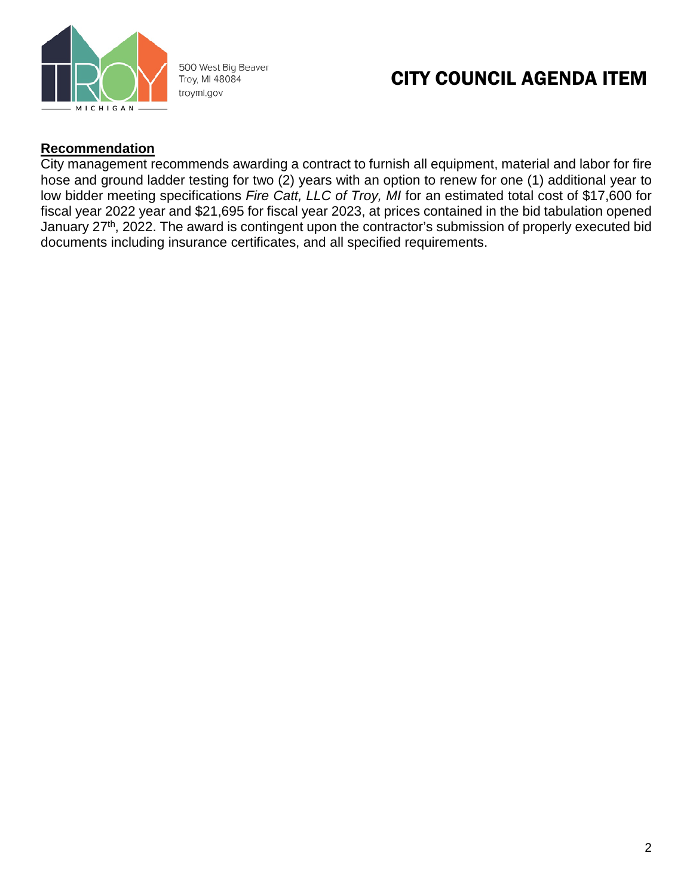500 West Big Beaver
Troy, MI 48084
troymi.gov

# CITY COUNCIL AGENDA ITEM

**Recommendation**

City management recommends awarding a contract to furnish all equipment, material and labor for fire hose and ground ladder testing for two (2) years with an option to renew for one (1) additional year to low bidder meeting specifications *Fire Catt, LLC of Troy, MI* for an estimated total cost of $17,600 for fiscal year 2022 year and $21,695 for fiscal year 2023, at prices contained in the bid tabulation opened January 27th, 2022. The award is contingent upon the contractor's submission of properly executed bid documents including insurance certificates, and all specified requirements.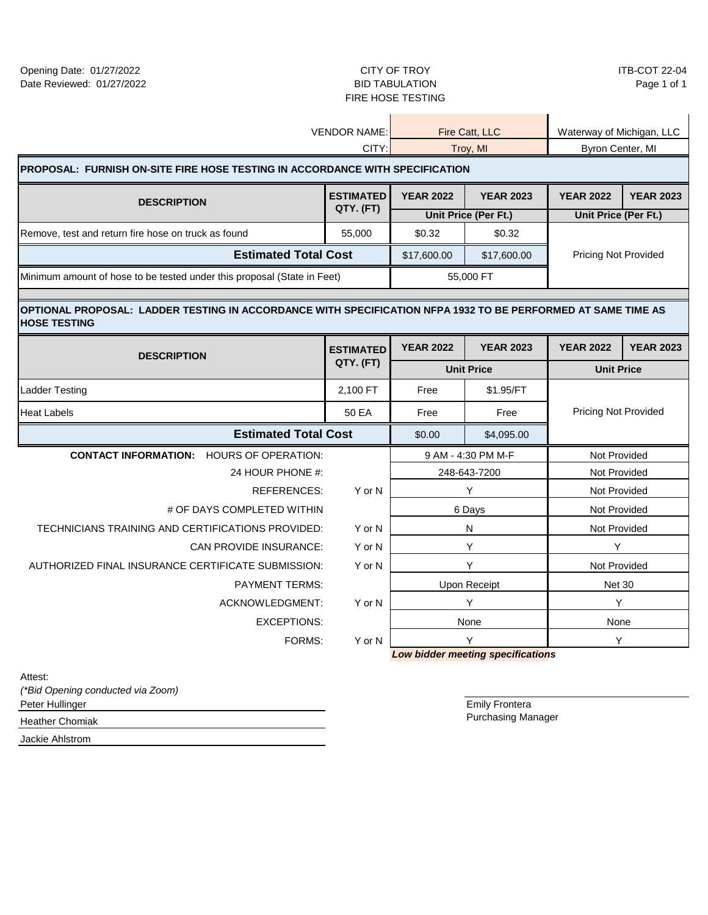Opening Date: 01/27/2022
Date Reviewed: 01/27/2022

CITY OF TROY
BID TABULATION
FIRE HOSE TESTING

ITB-COT 22-04

| | | VENDOR NAME: Fire Catt, LLC | | Waterway of Michigan, LLC | |
|---|---|---|---|---|---|
| | | CITY: Troy, MI | | Byron Center, MI | |
| **PROPOSAL: FURNISH ON-SITE FIRE HOSE TESTING IN ACCORDANCE WITH SPECIFICATION** | | | | | |
| **DESCRIPTION** | **ESTIMATED QTY. (FT)** | **YEAR 2022** | **YEAR 2023** | **YEAR 2022** | **YEAR 2023** |
| | | **Unit Price (Per Ft.)** | | **Unit Price (Per Ft.)** | |
| Remove, test and return fire hose on truck as found | 55,000 | $0.32 | $0.32 | Pricing Not Provided | |
| **Estimated Total Cost** | | $17,600.00 | $17,600.00 | | |
| Minimum amount of hose to be tested under this proposal (State in Feet) | | 55,000 FT | | | |
| **OPTIONAL PROPOSAL: LADDER TESTING IN ACCORDANCE WITH SPECIFICATION NFPA 1932 TO BE PERFORMED AT SAME TIME AS HOSE TESTING** | | | | | |
| **DESCRIPTION** | **ESTIMATED QTY. (FT)** | **YEAR 2022** | **YEAR 2023** | **YEAR 2022** | **YEAR 2023** |
| | | **Unit Price** | | **Unit Price** | |
| Ladder Testing | 2,100 FT | Free | $1.95/FT | Pricing Not Provided | |
| Heat Labels | 50 EA | Free | Free | | |
| **Estimated Total Cost** | | $0.00 | $4,095.00 | | |
| **CONTACT INFORMATION:** HOURS OF OPERATION: | | 9 AM - 4:30 PM M-F | | Not Provided | |
| 24 HOUR PHONE #: | | 248-643-7200 | | Not Provided | |
| REFERENCES: | Y or N | Y | | Not Provided | |
| # OF DAYS COMPLETED WITHIN | | 6 Days | | Not Provided | |
| TECHNICIANS TRAINING AND CERTIFICATIONS PROVIDED: | Y or N | N | | Not Provided | |
| CAN PROVIDE INSURANCE: | Y or N | Y | | Y | |
| AUTHORIZED FINAL INSURANCE CERTIFICATE SUBMISSION: | Y or N | Y | | Not Provided | |
| PAYMENT TERMS: | | Upon Receipt | | Net 30 | |
| ACKNOWLEDGMENT: | Y or N | Y | | Y | |
| EXCEPTIONS: | | None | | None | |
| FORMS: | Y or N | Y | | Y | |
| | | ***Low bidder meeting specifications*** | | | |

Attest:
*(\*Bid Opening conducted via Zoom)*
Peter Hullinger
Heather Chomiak
Jackie Ahlstrom

Emily Frontera
Purchasing Manager